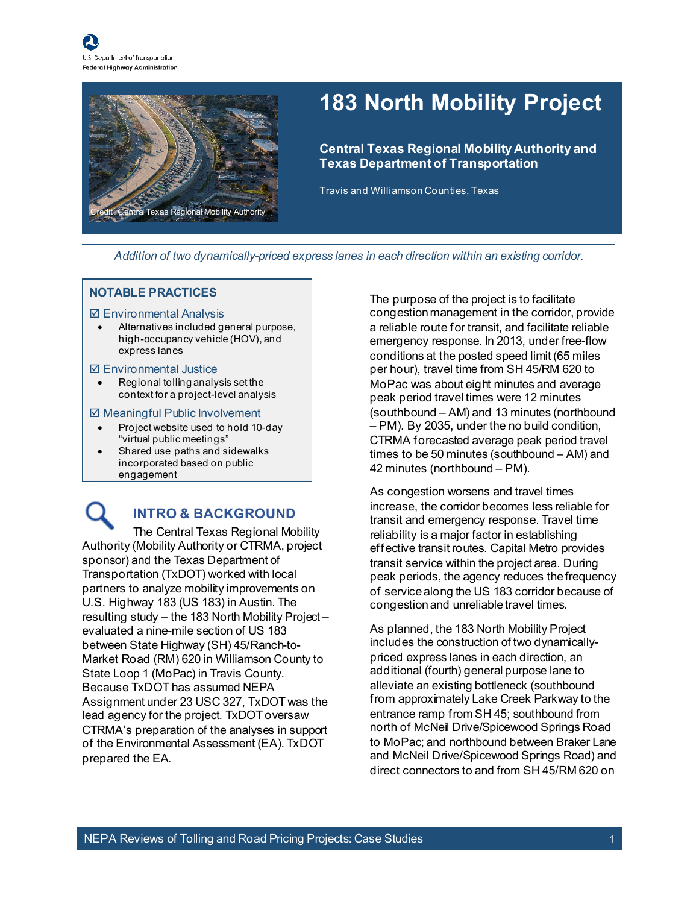U.S. Department of Transportation
Federal Highway Administration

# 183 North Mobility Project

**Central Texas Regional Mobility Authority and Texas Department of Transportation**

Travis and Williamson Counties, Texas

Credit: Central Texas Regional Mobility Authority

*Addition of two dynamically-priced express lanes in each direction within an existing corridor.*

### NOTABLE PRACTICES

☑ Environmental Analysis

- Alternatives included general purpose, high-occupancy vehicle (HOV), and express lanes

☑ Environmental Justice

- Regional tolling analysis set the context for a project-level analysis

☑ Meaningful Public Involvement

- Project website used to hold 10-day "virtual public meetings"
- Shared use paths and sidewalks incorporated based on public engagement

## INTRO & BACKGROUND

The Central Texas Regional Mobility Authority (Mobility Authority or CTRMA, project sponsor) and the Texas Department of Transportation (TxDOT) worked with local partners to analyze mobility improvements on U.S. Highway 183 (US 183) in Austin. The resulting study – the 183 North Mobility Project – evaluated a nine-mile section of US 183 between State Highway (SH) 45/Ranch-to-Market Road (RM) 620 in Williamson County to State Loop 1 (MoPac) in Travis County. Because TxDOT has assumed NEPA Assignment under 23 USC 327, TxDOT was the lead agency for the project. TxDOT oversaw CTRMA's preparation of the analyses in support of the Environmental Assessment (EA). TxDOT prepared the EA.

The purpose of the project is to facilitate congestion management in the corridor, provide a reliable route for transit, and facilitate reliable emergency response. In 2013, under free-flow conditions at the posted speed limit (65 miles per hour), travel time from SH 45/RM 620 to MoPac was about eight minutes and average peak period travel times were 12 minutes (southbound – AM) and 13 minutes (northbound – PM). By 2035, under the no build condition, CTRMA forecasted average peak period travel times to be 50 minutes (southbound – AM) and 42 minutes (northbound – PM).

As congestion worsens and travel times increase, the corridor becomes less reliable for transit and emergency response. Travel time reliability is a major factor in establishing effective transit routes. Capital Metro provides transit service within the project area. During peak periods, the agency reduces the frequency of service along the US 183 corridor because of congestion and unreliable travel times.

As planned, the 183 North Mobility Project includes the construction of two dynamically-priced express lanes in each direction, an additional (fourth) general purpose lane to alleviate an existing bottleneck (southbound from approximately Lake Creek Parkway to the entrance ramp from SH 45; southbound from north of McNeil Drive/Spicewood Springs Road to MoPac; and northbound between Braker Lane and McNeil Drive/Spicewood Springs Road) and direct connectors to and from SH 45/RM 620 on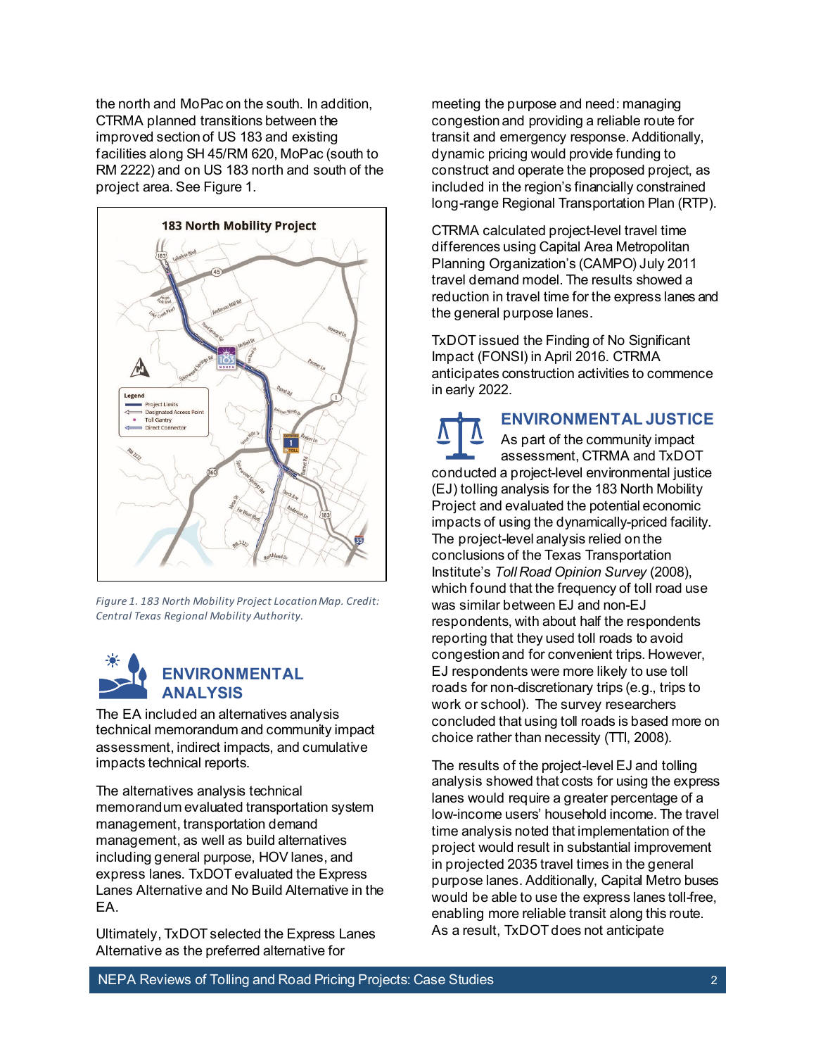the north and MoPac on the south. In addition, CTRMA planned transitions between the improved section of US 183 and existing facilities along SH 45/RM 620, MoPac (south to RM 2222) and on US 183 north and south of the project area. See Figure 1.

*Figure 1. 183 North Mobility Project Location Map. Credit: Central Texas Regional Mobility Authority.*

## ENVIRONMENTAL ANALYSIS

The EA included an alternatives analysis technical memorandum and community impact assessment, indirect impacts, and cumulative impacts technical reports.

The alternatives analysis technical memorandum evaluated transportation system management, transportation demand management, as well as build alternatives including general purpose, HOV lanes, and express lanes. TxDOT evaluated the Express Lanes Alternative and No Build Alternative in the EA.

Ultimately, TxDOT selected the Express Lanes Alternative as the preferred alternative for meeting the purpose and need: managing congestion and providing a reliable route for transit and emergency response. Additionally, dynamic pricing would provide funding to construct and operate the proposed project, as included in the region's financially constrained long-range Regional Transportation Plan (RTP).

CTRMA calculated project-level travel time differences using Capital Area Metropolitan Planning Organization's (CAMPO) July 2011 travel demand model. The results showed a reduction in travel time for the express lanes and the general purpose lanes.

TxDOT issued the Finding of No Significant Impact (FONSI) in April 2016. CTRMA anticipates construction activities to commence in early 2022.

## ENVIRONMENTAL JUSTICE

As part of the community impact assessment, CTRMA and TxDOT conducted a project-level environmental justice (EJ) tolling analysis for the 183 North Mobility Project and evaluated the potential economic impacts of using the dynamically-priced facility. The project-level analysis relied on the conclusions of the Texas Transportation Institute's *Toll Road Opinion Survey* (2008), which found that the frequency of toll road use was similar between EJ and non-EJ respondents, with about half the respondents reporting that they used toll roads to avoid congestion and for convenient trips. However, EJ respondents were more likely to use toll roads for non-discretionary trips (e.g., trips to work or school). The survey researchers concluded that using toll roads is based more on choice rather than necessity (TTI, 2008).

The results of the project-level EJ and tolling analysis showed that costs for using the express lanes would require a greater percentage of a low-income users' household income. The travel time analysis noted that implementation of the project would result in substantial improvement in projected 2035 travel times in the general purpose lanes. Additionally, Capital Metro buses would be able to use the express lanes toll-free, enabling more reliable transit along this route. As a result, TxDOT does not anticipate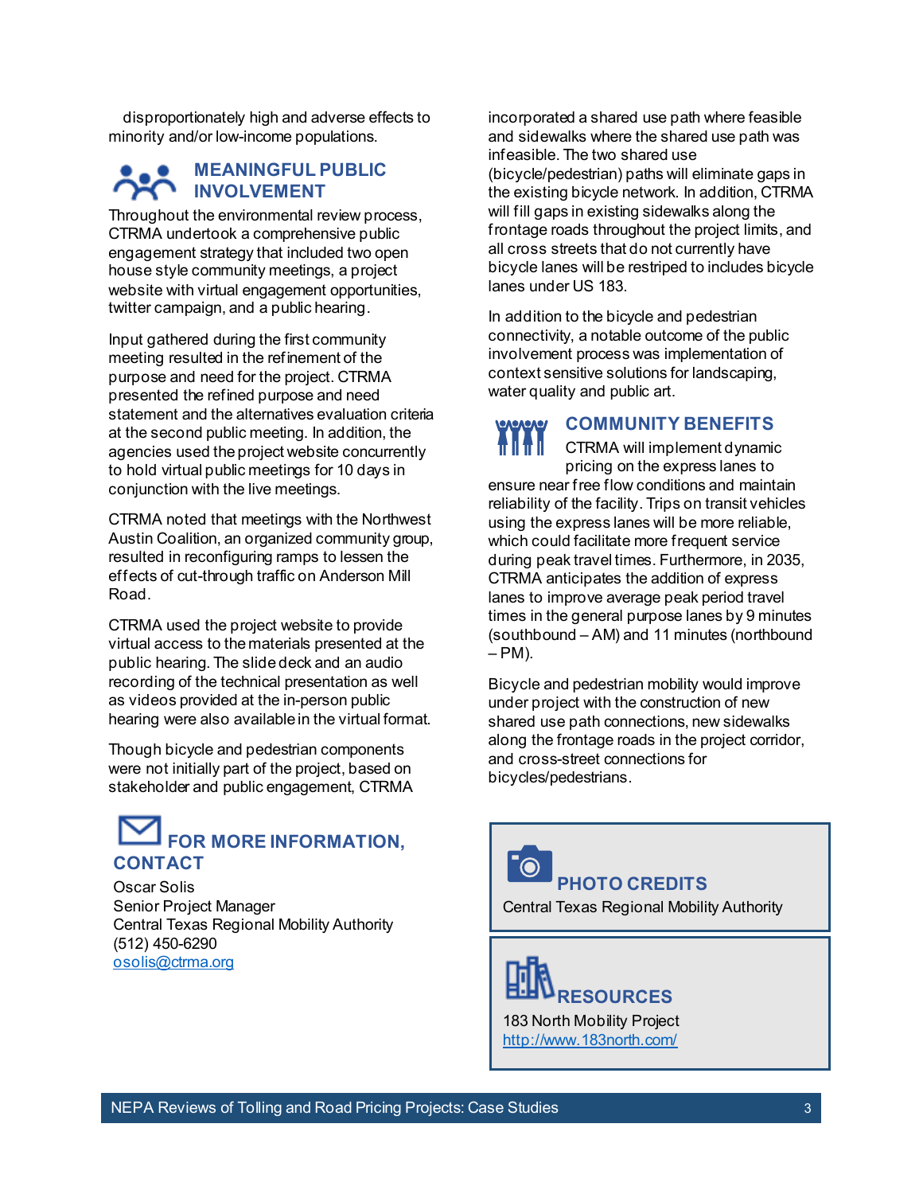disproportionately high and adverse effects to minority and/or low-income populations.

## MEANINGFUL PUBLIC INVOLVEMENT

Throughout the environmental review process, CTRMA undertook a comprehensive public engagement strategy that included two open house style community meetings, a project website with virtual engagement opportunities, twitter campaign, and a public hearing.

Input gathered during the first community meeting resulted in the refinement of the purpose and need for the project. CTRMA presented the refined purpose and need statement and the alternatives evaluation criteria at the second public meeting. In addition, the agencies used the project website concurrently to hold virtual public meetings for 10 days in conjunction with the live meetings.

CTRMA noted that meetings with the Northwest Austin Coalition, an organized community group, resulted in reconfiguring ramps to lessen the effects of cut-through traffic on Anderson Mill Road.

CTRMA used the project website to provide virtual access to the materials presented at the public hearing. The slide deck and an audio recording of the technical presentation as well as videos provided at the in-person public hearing were also available in the virtual format.

Though bicycle and pedestrian components were not initially part of the project, based on stakeholder and public engagement, CTRMA incorporated a shared use path where feasible and sidewalks where the shared use path was infeasible. The two shared use (bicycle/pedestrian) paths will eliminate gaps in the existing bicycle network. In addition, CTRMA will fill gaps in existing sidewalks along the frontage roads throughout the project limits, and all cross streets that do not currently have bicycle lanes will be restriped to includes bicycle lanes under US 183.

In addition to the bicycle and pedestrian connectivity, a notable outcome of the public involvement process was implementation of context sensitive solutions for landscaping, water quality and public art.

## COMMUNITY BENEFITS

CTRMA will implement dynamic pricing on the express lanes to ensure near free flow conditions and maintain reliability of the facility. Trips on transit vehicles using the express lanes will be more reliable, which could facilitate more frequent service during peak travel times. Furthermore, in 2035, CTRMA anticipates the addition of express lanes to improve average peak period travel times in the general purpose lanes by 9 minutes (southbound – AM) and 11 minutes (northbound – PM).

Bicycle and pedestrian mobility would improve under project with the construction of new shared use path connections, new sidewalks along the frontage roads in the project corridor, and cross-street connections for bicycles/pedestrians.

## FOR MORE INFORMATION, CONTACT

Oscar Solis
Senior Project Manager
Central Texas Regional Mobility Authority
(512) 450-6290
osolis@ctrma.org

## PHOTO CREDITS

Central Texas Regional Mobility Authority

## RESOURCES

183 North Mobility Project
http://www.183north.com/